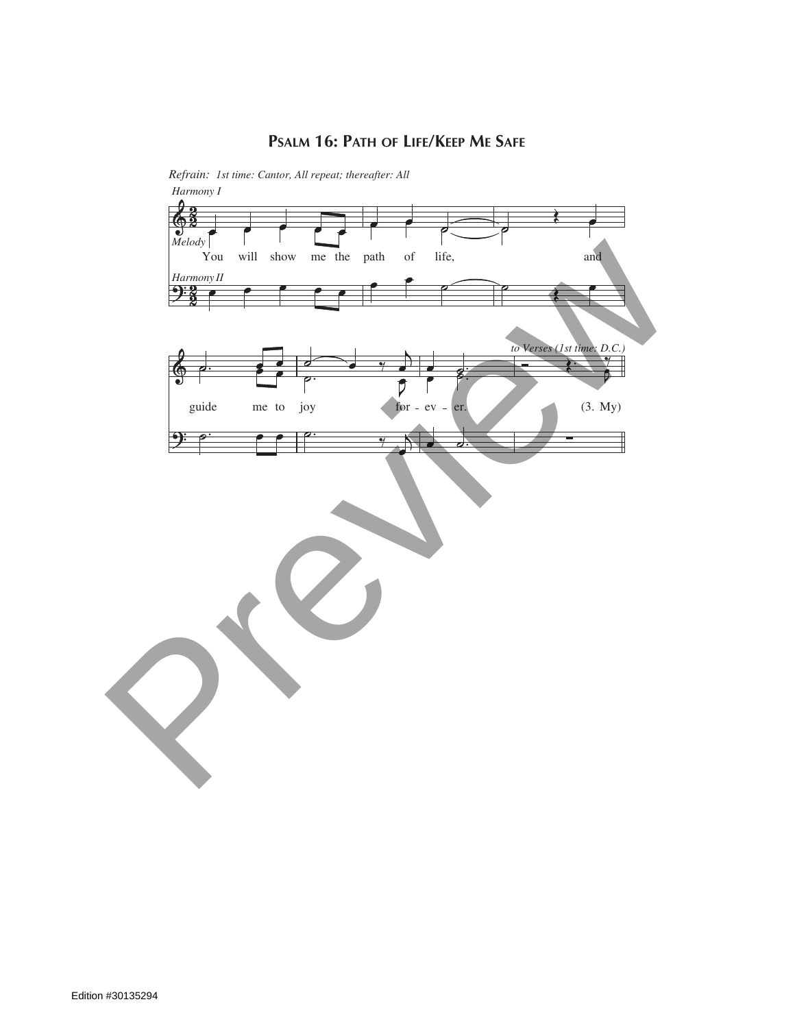# Psalm 16: Path of Life/Keep Me Safe

*Refrain: 1st time: Cantor, All repeat; thereafter: All*

*Harmony I*

*Melody*

You will show me the path of life, and guide me to joy for - ev - er. (3. My)

*Harmony II*

*to Verses (1st time: D.C.)*

Edition #30135294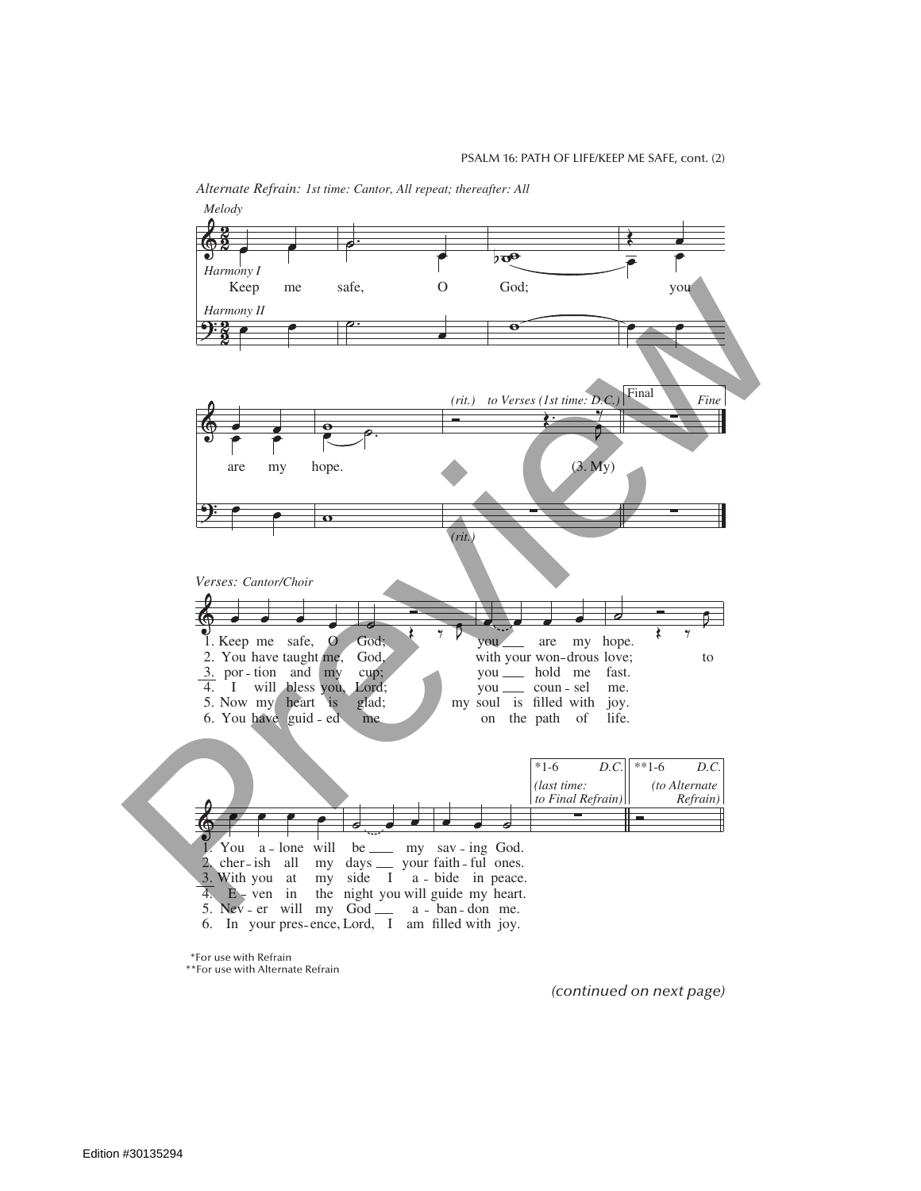*Alternate Refrain: 1st time: Cantor, All repeat; thereafter: All*

*Melody*

*Harmony I*

Keep me safe, O God; you are my hope.

*Harmony II*

*(rit.)* *to Verses (1st time: D.C.)* (3. My)

Final *Fine*

*Verses: Cantor/Choir*

1. Keep me safe, O God; you are my hope.
2. You have taught me, God, with your won-drous love; to
3. por-tion and my cup; you hold me fast.
4. I will bless you, Lord; you coun-sel me.
5. Now my heart is glad; my soul is filled with joy.
6. You have guid-ed me on the path of life.

1. You a-lone will be my sav-ing God.
2. cher-ish all my days your faith-ful ones.
3. With you at my side I a-bide in peace.
4. E-ven in the night you will guide my heart.
5. Nev-er will my God a-ban-don me.
6. In your pres-ence, Lord, I am filled with joy.

*1-6 *D.C.* *(last time: to Final Refrain)*

**1-6 *D.C.* *(to Alternate Refrain)*

*For use with Refrain
**For use with Alternate Refrain

*(continued on next page)*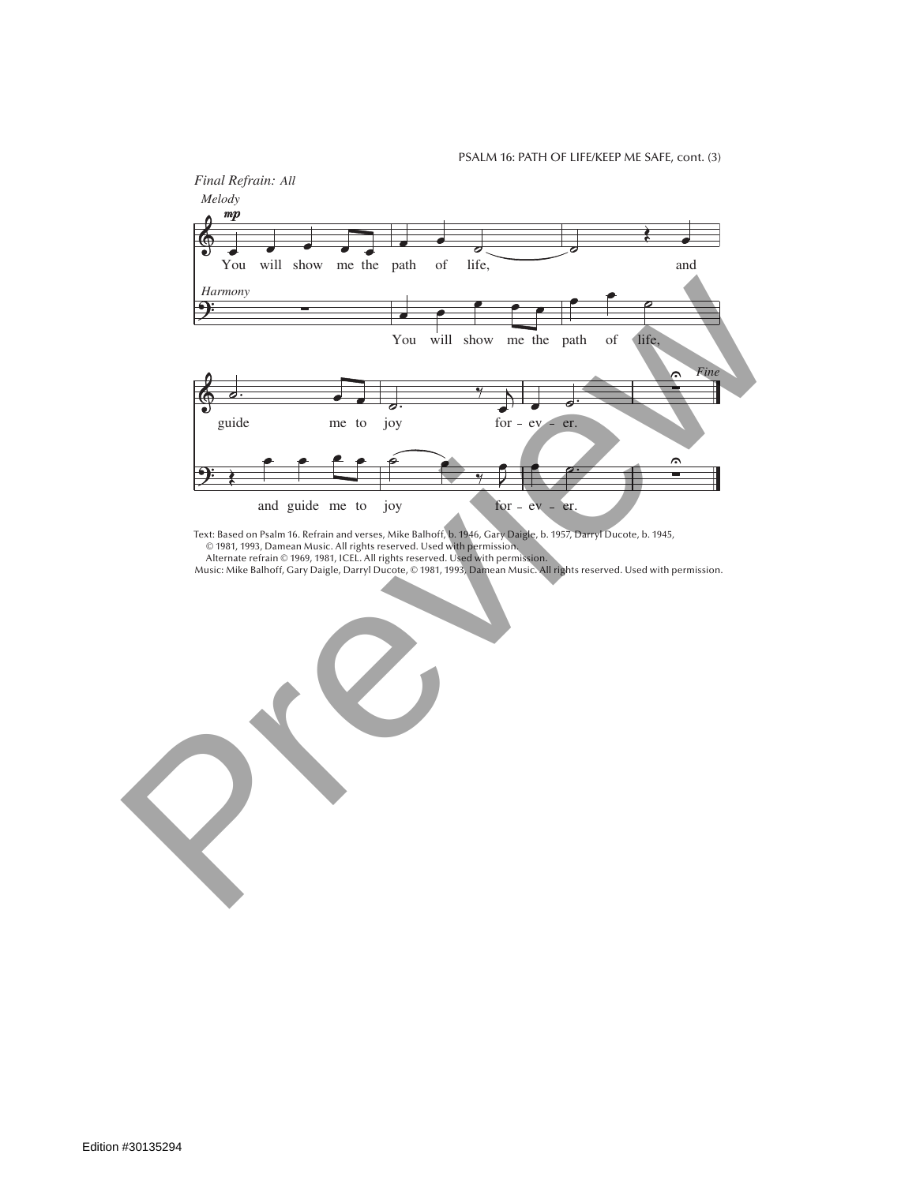*Final Refrain: All*

*Melody*

You will show me the path of life, and guide me to joy for-ev-er.

*Harmony*

You will show me the path of life, and guide me to joy for-ev-er.

*Fine*

Text: Based on Psalm 16. Refrain and verses, Mike Balhoff, b. 1946, Gary Daigle, b. 1957, Darryl Ducote, b. 1945,
© 1981, 1993, Damean Music. All rights reserved. Used with permission.
Alternate refrain © 1969, 1981, ICEL. All rights reserved. Used with permission.
Music: Mike Balhoff, Gary Daigle, Darryl Ducote, © 1981, 1993, Damean Music. All rights reserved. Used with permission.

Edition #30135294